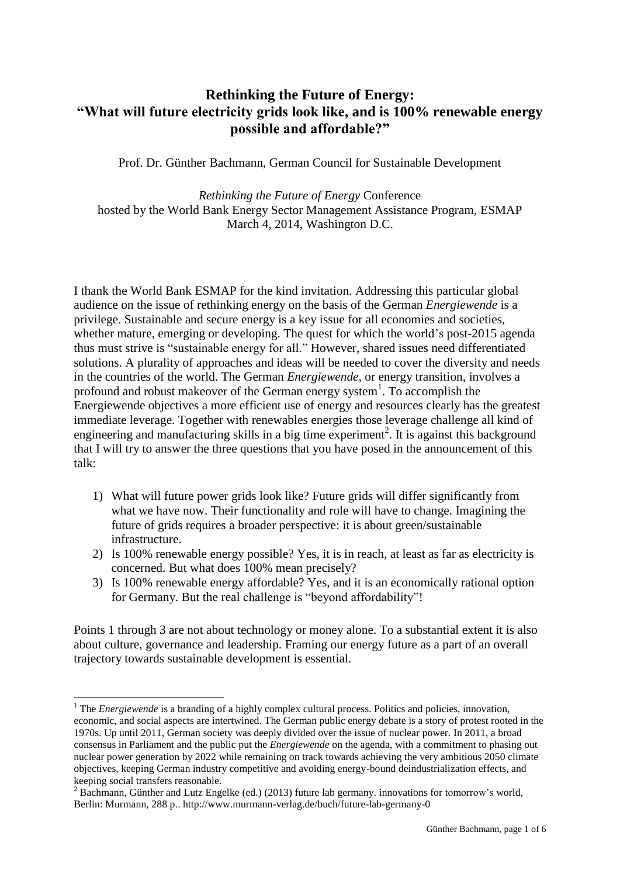# Rethinking the Future of Energy: "What will future electricity grids look like, and is 100% renewable energy possible and affordable?"

Prof. Dr. Günther Bachmann, German Council for Sustainable Development

*Rethinking the Future of Energy* Conference
hosted by the World Bank Energy Sector Management Assistance Program, ESMAP
March 4, 2014, Washington D.C.

I thank the World Bank ESMAP for the kind invitation. Addressing this particular global audience on the issue of rethinking energy on the basis of the German *Energiewende* is a privilege. Sustainable and secure energy is a key issue for all economies and societies, whether mature, emerging or developing. The quest for which the world's post-2015 agenda thus must strive is "sustainable energy for all." However, shared issues need differentiated solutions. A plurality of approaches and ideas will be needed to cover the diversity and needs in the countries of the world. The German *Energiewende*, or energy transition, involves a profound and robust makeover of the German energy system[1]. To accomplish the Energiewende objectives a more efficient use of energy and resources clearly has the greatest immediate leverage. Together with renewables energies those leverage challenge all kind of engineering and manufacturing skills in a big time experiment[2]. It is against this background that I will try to answer the three questions that you have posed in the announcement of this talk:

1) What will future power grids look like? Future grids will differ significantly from what we have now. Their functionality and role will have to change. Imagining the future of grids requires a broader perspective: it is about green/sustainable infrastructure.
2) Is 100% renewable energy possible? Yes, it is in reach, at least as far as electricity is concerned. But what does 100% mean precisely?
3) Is 100% renewable energy affordable? Yes, and it is an economically rational option for Germany. But the real challenge is "beyond affordability"!

Points 1 through 3 are not about technology or money alone. To a substantial extent it is also about culture, governance and leadership. Framing our energy future as a part of an overall trajectory towards sustainable development is essential.

---

[1] The *Energiewende* is a branding of a highly complex cultural process. Politics and policies, innovation, economic, and social aspects are intertwined. The German public energy debate is a story of protest rooted in the 1970s. Up until 2011, German society was deeply divided over the issue of nuclear power. In 2011, a broad consensus in Parliament and the public put the *Energiewende* on the agenda, with a commitment to phasing out nuclear power generation by 2022 while remaining on track towards achieving the very ambitious 2050 climate objectives, keeping German industry competitive and avoiding energy-bound deindustrialization effects, and keeping social transfers reasonable.

[2] Bachmann, Günther and Lutz Engelke (ed.) (2013) future lab germany. innovations for tomorrow's world, Berlin: Murmann, 288 p.. http://www.murmann-verlag.de/buch/future-lab-germany-0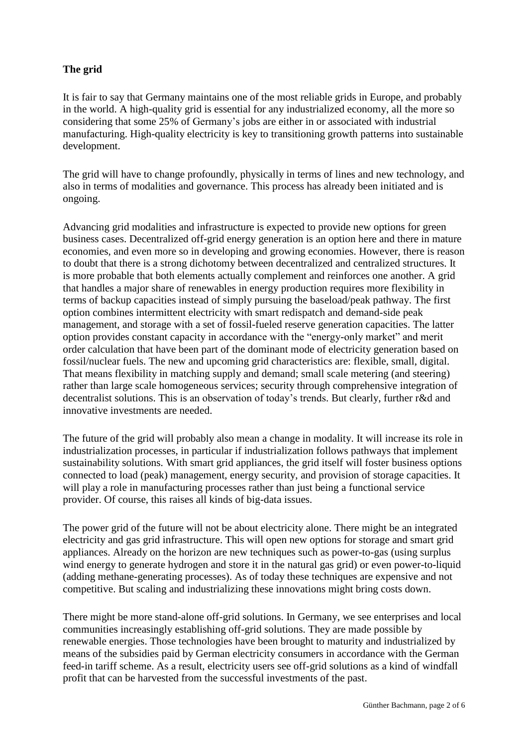**The grid**

It is fair to say that Germany maintains one of the most reliable grids in Europe, and probably in the world. A high-quality grid is essential for any industrialized economy, all the more so considering that some 25% of Germany's jobs are either in or associated with industrial manufacturing. High-quality electricity is key to transitioning growth patterns into sustainable development.

The grid will have to change profoundly, physically in terms of lines and new technology, and also in terms of modalities and governance. This process has already been initiated and is ongoing.

Advancing grid modalities and infrastructure is expected to provide new options for green business cases. Decentralized off-grid energy generation is an option here and there in mature economies, and even more so in developing and growing economies. However, there is reason to doubt that there is a strong dichotomy between decentralized and centralized structures. It is more probable that both elements actually complement and reinforces one another. A grid that handles a major share of renewables in energy production requires more flexibility in terms of backup capacities instead of simply pursuing the baseload/peak pathway. The first option combines intermittent electricity with smart redispatch and demand-side peak management, and storage with a set of fossil-fueled reserve generation capacities. The latter option provides constant capacity in accordance with the "energy-only market" and merit order calculation that have been part of the dominant mode of electricity generation based on fossil/nuclear fuels. The new and upcoming grid characteristics are: flexible, small, digital. That means flexibility in matching supply and demand; small scale metering (and steering) rather than large scale homogeneous services; security through comprehensive integration of decentralist solutions. This is an observation of today's trends. But clearly, further r&d and innovative investments are needed.

The future of the grid will probably also mean a change in modality. It will increase its role in industrialization processes, in particular if industrialization follows pathways that implement sustainability solutions. With smart grid appliances, the grid itself will foster business options connected to load (peak) management, energy security, and provision of storage capacities. It will play a role in manufacturing processes rather than just being a functional service provider. Of course, this raises all kinds of big-data issues.

The power grid of the future will not be about electricity alone. There might be an integrated electricity and gas grid infrastructure. This will open new options for storage and smart grid appliances. Already on the horizon are new techniques such as power-to-gas (using surplus wind energy to generate hydrogen and store it in the natural gas grid) or even power-to-liquid (adding methane-generating processes). As of today these techniques are expensive and not competitive. But scaling and industrializing these innovations might bring costs down.

There might be more stand-alone off-grid solutions. In Germany, we see enterprises and local communities increasingly establishing off-grid solutions. They are made possible by renewable energies. Those technologies have been brought to maturity and industrialized by means of the subsidies paid by German electricity consumers in accordance with the German feed-in tariff scheme. As a result, electricity users see off-grid solutions as a kind of windfall profit that can be harvested from the successful investments of the past.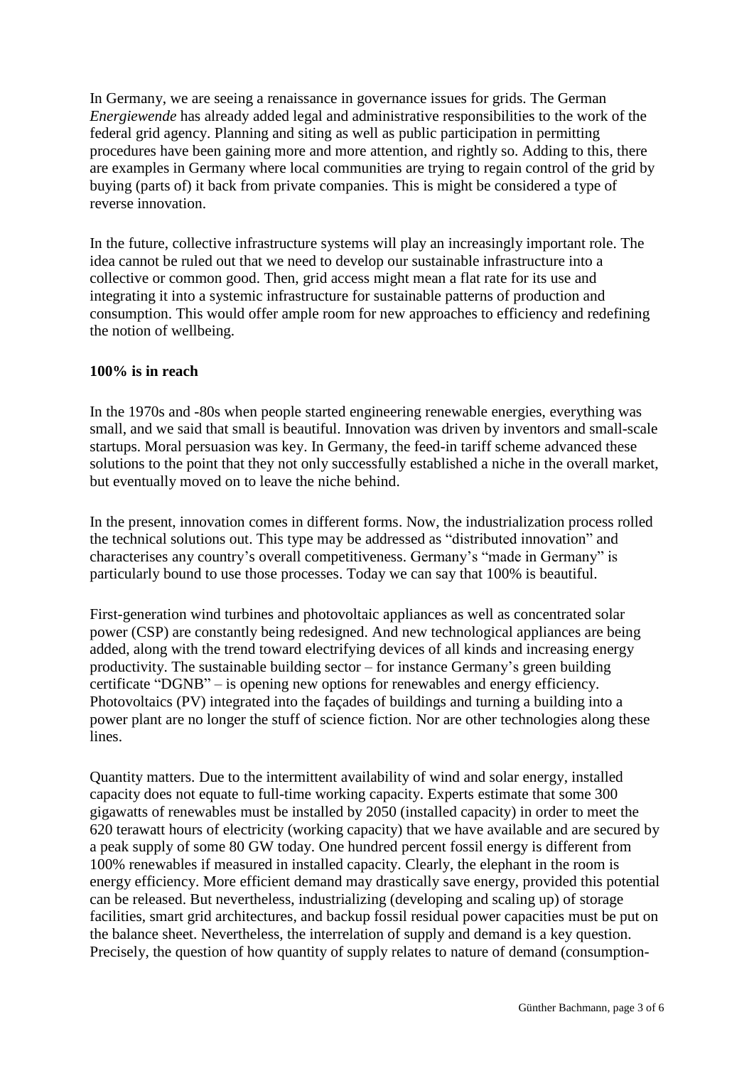In Germany, we are seeing a renaissance in governance issues for grids. The German *Energiewende* has already added legal and administrative responsibilities to the work of the federal grid agency. Planning and siting as well as public participation in permitting procedures have been gaining more and more attention, and rightly so. Adding to this, there are examples in Germany where local communities are trying to regain control of the grid by buying (parts of) it back from private companies. This is might be considered a type of reverse innovation.

In the future, collective infrastructure systems will play an increasingly important role. The idea cannot be ruled out that we need to develop our sustainable infrastructure into a collective or common good. Then, grid access might mean a flat rate for its use and integrating it into a systemic infrastructure for sustainable patterns of production and consumption. This would offer ample room for new approaches to efficiency and redefining the notion of wellbeing.

**100% is in reach**

In the 1970s and -80s when people started engineering renewable energies, everything was small, and we said that small is beautiful. Innovation was driven by inventors and small-scale startups. Moral persuasion was key. In Germany, the feed-in tariff scheme advanced these solutions to the point that they not only successfully established a niche in the overall market, but eventually moved on to leave the niche behind.

In the present, innovation comes in different forms. Now, the industrialization process rolled the technical solutions out. This type may be addressed as "distributed innovation" and characterises any country's overall competitiveness. Germany's "made in Germany" is particularly bound to use those processes. Today we can say that 100% is beautiful.

First-generation wind turbines and photovoltaic appliances as well as concentrated solar power (CSP) are constantly being redesigned. And new technological appliances are being added, along with the trend toward electrifying devices of all kinds and increasing energy productivity. The sustainable building sector – for instance Germany's green building certificate "DGNB" – is opening new options for renewables and energy efficiency. Photovoltaics (PV) integrated into the façades of buildings and turning a building into a power plant are no longer the stuff of science fiction. Nor are other technologies along these lines.

Quantity matters. Due to the intermittent availability of wind and solar energy, installed capacity does not equate to full-time working capacity. Experts estimate that some 300 gigawatts of renewables must be installed by 2050 (installed capacity) in order to meet the 620 terawatt hours of electricity (working capacity) that we have available and are secured by a peak supply of some 80 GW today. One hundred percent fossil energy is different from 100% renewables if measured in installed capacity. Clearly, the elephant in the room is energy efficiency. More efficient demand may drastically save energy, provided this potential can be released. But nevertheless, industrializing (developing and scaling up) of storage facilities, smart grid architectures, and backup fossil residual power capacities must be put on the balance sheet. Nevertheless, the interrelation of supply and demand is a key question. Precisely, the question of how quantity of supply relates to nature of demand (consumption-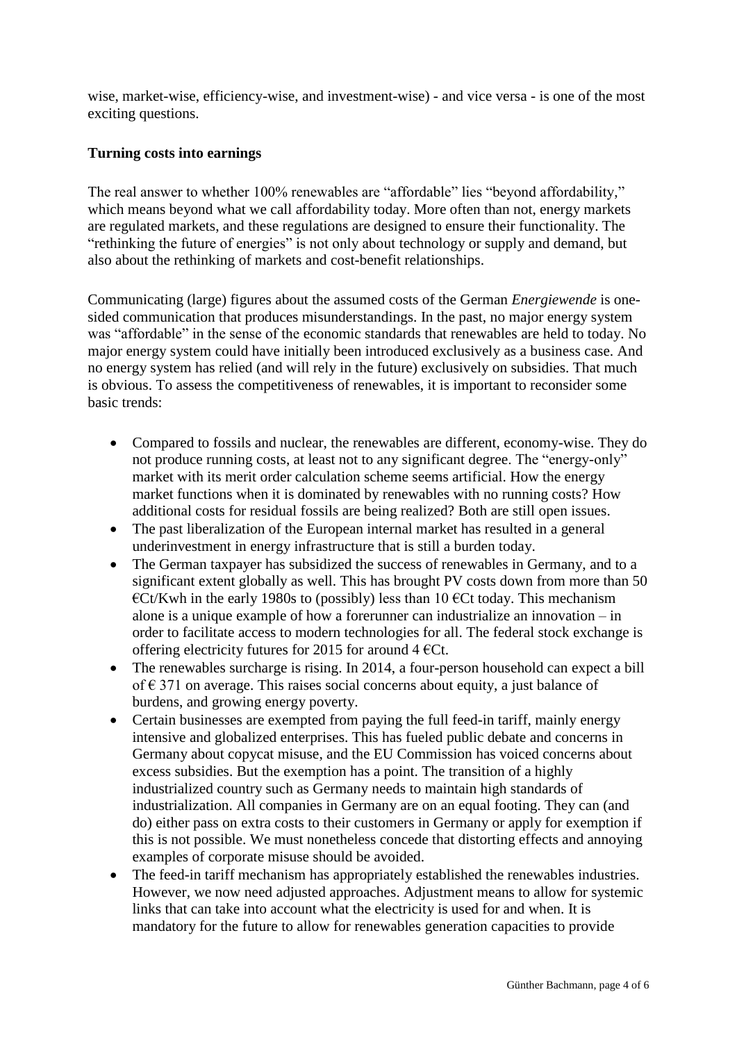wise, market-wise, efficiency-wise, and investment-wise) - and vice versa - is one of the most exciting questions.

**Turning costs into earnings**

The real answer to whether 100% renewables are "affordable" lies "beyond affordability," which means beyond what we call affordability today. More often than not, energy markets are regulated markets, and these regulations are designed to ensure their functionality. The "rethinking the future of energies" is not only about technology or supply and demand, but also about the rethinking of markets and cost-benefit relationships.

Communicating (large) figures about the assumed costs of the German *Energiewende* is one-sided communication that produces misunderstandings. In the past, no major energy system was "affordable" in the sense of the economic standards that renewables are held to today. No major energy system could have initially been introduced exclusively as a business case. And no energy system has relied (and will rely in the future) exclusively on subsidies. That much is obvious. To assess the competitiveness of renewables, it is important to reconsider some basic trends:

- Compared to fossils and nuclear, the renewables are different, economy-wise. They do not produce running costs, at least not to any significant degree. The "energy-only" market with its merit order calculation scheme seems artificial. How the energy market functions when it is dominated by renewables with no running costs? How additional costs for residual fossils are being realized? Both are still open issues.
- The past liberalization of the European internal market has resulted in a general underinvestment in energy infrastructure that is still a burden today.
- The German taxpayer has subsidized the success of renewables in Germany, and to a significant extent globally as well. This has brought PV costs down from more than 50 €Ct/Kwh in the early 1980s to (possibly) less than 10 €Ct today. This mechanism alone is a unique example of how a forerunner can industrialize an innovation – in order to facilitate access to modern technologies for all. The federal stock exchange is offering electricity futures for 2015 for around 4 €Ct.
- The renewables surcharge is rising. In 2014, a four-person household can expect a bill of € 371 on average. This raises social concerns about equity, a just balance of burdens, and growing energy poverty.
- Certain businesses are exempted from paying the full feed-in tariff, mainly energy intensive and globalized enterprises. This has fueled public debate and concerns in Germany about copycat misuse, and the EU Commission has voiced concerns about excess subsidies. But the exemption has a point. The transition of a highly industrialized country such as Germany needs to maintain high standards of industrialization. All companies in Germany are on an equal footing. They can (and do) either pass on extra costs to their customers in Germany or apply for exemption if this is not possible. We must nonetheless concede that distorting effects and annoying examples of corporate misuse should be avoided.
- The feed-in tariff mechanism has appropriately established the renewables industries. However, we now need adjusted approaches. Adjustment means to allow for systemic links that can take into account what the electricity is used for and when. It is mandatory for the future to allow for renewables generation capacities to provide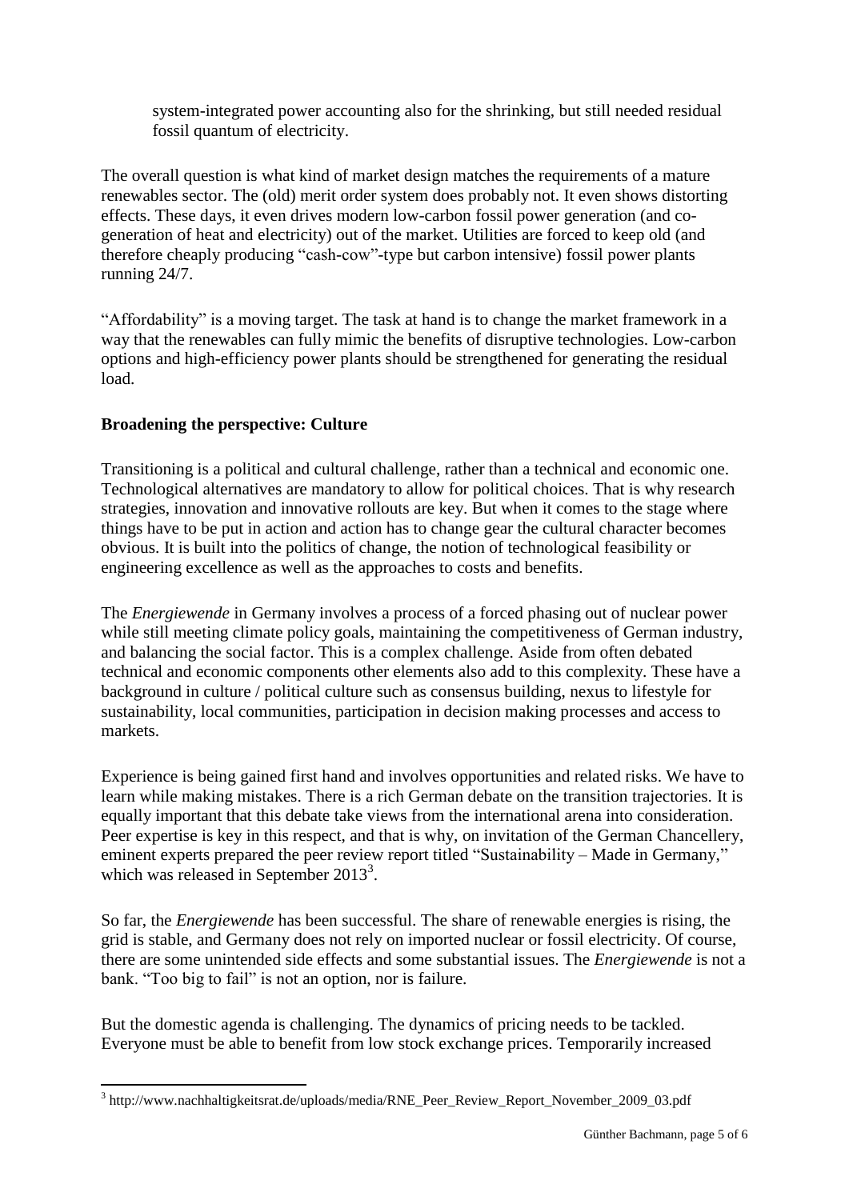system-integrated power accounting also for the shrinking, but still needed residual fossil quantum of electricity.

The overall question is what kind of market design matches the requirements of a mature renewables sector. The (old) merit order system does probably not. It even shows distorting effects. These days, it even drives modern low-carbon fossil power generation (and co-generation of heat and electricity) out of the market. Utilities are forced to keep old (and therefore cheaply producing "cash-cow"-type but carbon intensive) fossil power plants running 24/7.

"Affordability" is a moving target. The task at hand is to change the market framework in a way that the renewables can fully mimic the benefits of disruptive technologies. Low-carbon options and high-efficiency power plants should be strengthened for generating the residual load.

**Broadening the perspective: Culture**

Transitioning is a political and cultural challenge, rather than a technical and economic one. Technological alternatives are mandatory to allow for political choices. That is why research strategies, innovation and innovative rollouts are key. But when it comes to the stage where things have to be put in action and action has to change gear the cultural character becomes obvious. It is built into the politics of change, the notion of technological feasibility or engineering excellence as well as the approaches to costs and benefits.

The *Energiewende* in Germany involves a process of a forced phasing out of nuclear power while still meeting climate policy goals, maintaining the competitiveness of German industry, and balancing the social factor. This is a complex challenge. Aside from often debated technical and economic components other elements also add to this complexity. These have a background in culture / political culture such as consensus building, nexus to lifestyle for sustainability, local communities, participation in decision making processes and access to markets.

Experience is being gained first hand and involves opportunities and related risks. We have to learn while making mistakes. There is a rich German debate on the transition trajectories. It is equally important that this debate take views from the international arena into consideration. Peer expertise is key in this respect, and that is why, on invitation of the German Chancellery, eminent experts prepared the peer review report titled "Sustainability – Made in Germany," which was released in September 2013[3].

So far, the *Energiewende* has been successful. The share of renewable energies is rising, the grid is stable, and Germany does not rely on imported nuclear or fossil electricity. Of course, there are some unintended side effects and some substantial issues. The *Energiewende* is not a bank. "Too big to fail" is not an option, nor is failure.

But the domestic agenda is challenging. The dynamics of pricing needs to be tackled. Everyone must be able to benefit from low stock exchange prices. Temporarily increased

[3] http://www.nachhaltigkeitsrat.de/uploads/media/RNE_Peer_Review_Report_November_2009_03.pdf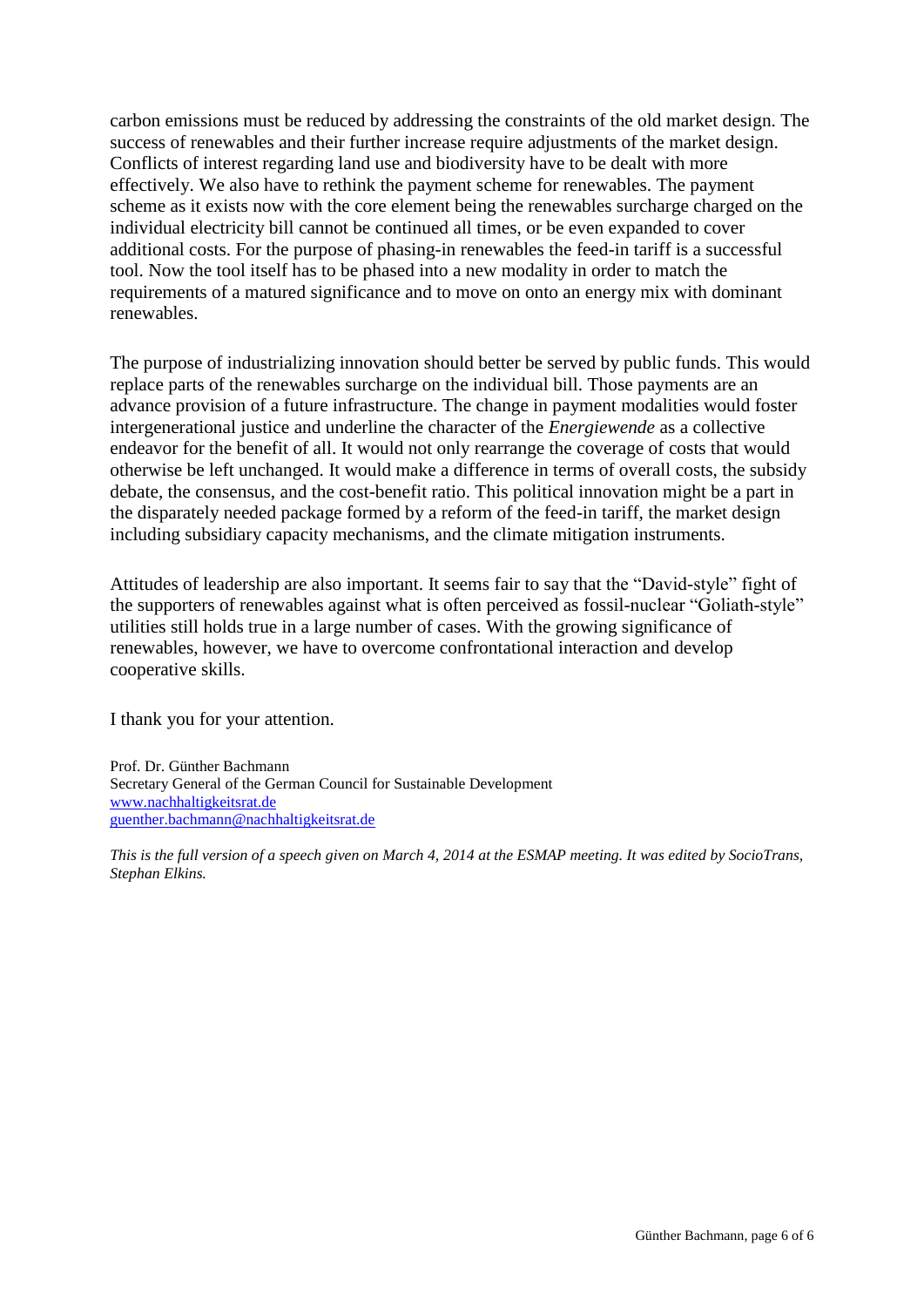carbon emissions must be reduced by addressing the constraints of the old market design. The success of renewables and their further increase require adjustments of the market design. Conflicts of interest regarding land use and biodiversity have to be dealt with more effectively. We also have to rethink the payment scheme for renewables. The payment scheme as it exists now with the core element being the renewables surcharge charged on the individual electricity bill cannot be continued all times, or be even expanded to cover additional costs. For the purpose of phasing-in renewables the feed-in tariff is a successful tool. Now the tool itself has to be phased into a new modality in order to match the requirements of a matured significance and to move on onto an energy mix with dominant renewables.

The purpose of industrializing innovation should better be served by public funds. This would replace parts of the renewables surcharge on the individual bill. Those payments are an advance provision of a future infrastructure. The change in payment modalities would foster intergenerational justice and underline the character of the *Energiewende* as a collective endeavor for the benefit of all. It would not only rearrange the coverage of costs that would otherwise be left unchanged. It would make a difference in terms of overall costs, the subsidy debate, the consensus, and the cost-benefit ratio. This political innovation might be a part in the disparately needed package formed by a reform of the feed-in tariff, the market design including subsidiary capacity mechanisms, and the climate mitigation instruments.

Attitudes of leadership are also important. It seems fair to say that the "David-style" fight of the supporters of renewables against what is often perceived as fossil-nuclear "Goliath-style" utilities still holds true in a large number of cases. With the growing significance of renewables, however, we have to overcome confrontational interaction and develop cooperative skills.

I thank you for your attention.

Prof. Dr. Günther Bachmann
Secretary General of the German Council for Sustainable Development
[www.nachhaltigkeitsrat.de](http://www.nachhaltigkeitsrat.de)
[guenther.bachmann@nachhaltigkeitsrat.de](mailto:guenther.bachmann@nachhaltigkeitsrat.de)

*This is the full version of a speech given on March 4, 2014 at the ESMAP meeting. It was edited by SocioTrans, Stephan Elkins.*